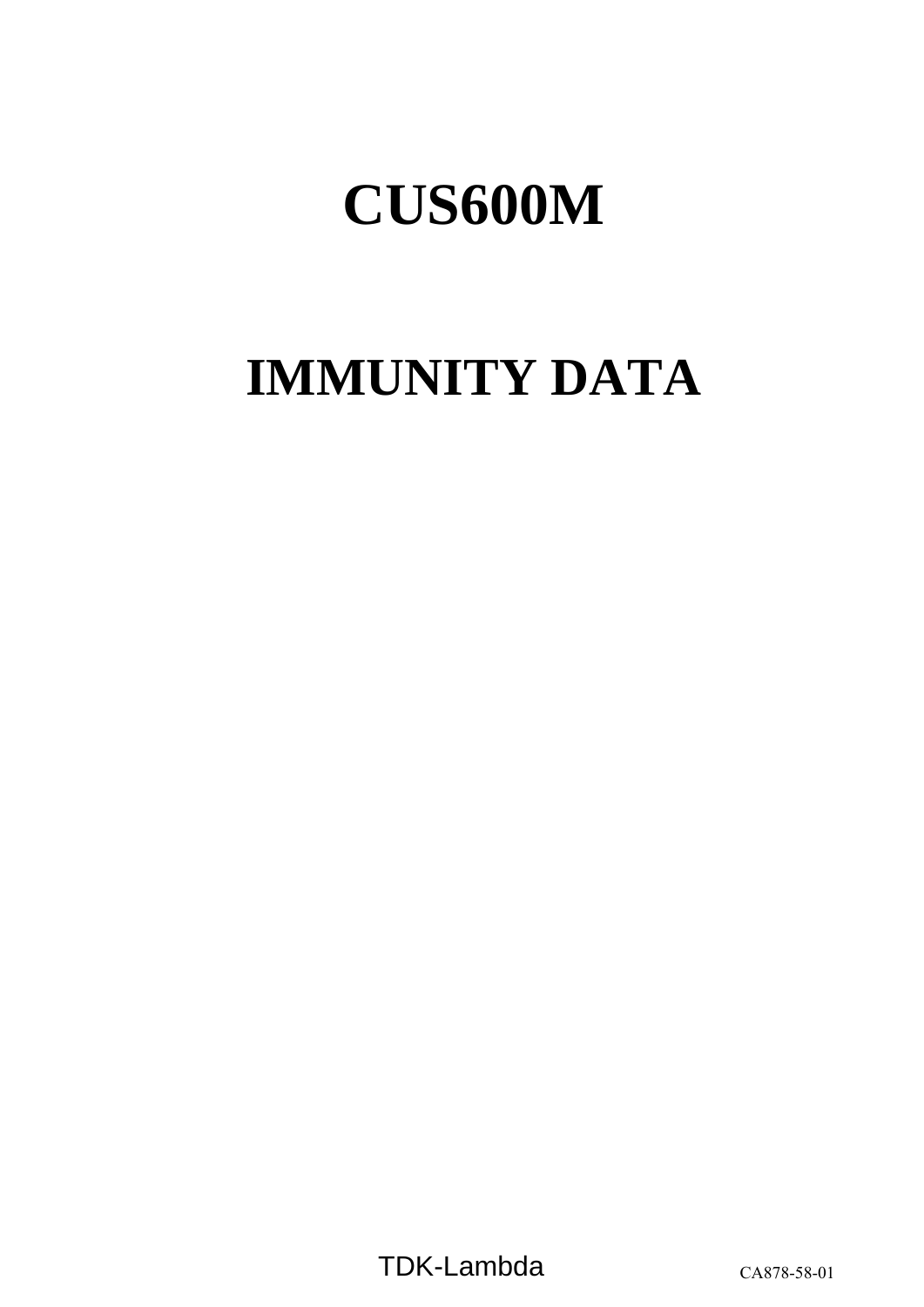# CUS600M

# IMMUNITY DATA

TDK-Lambda

CA878-58-01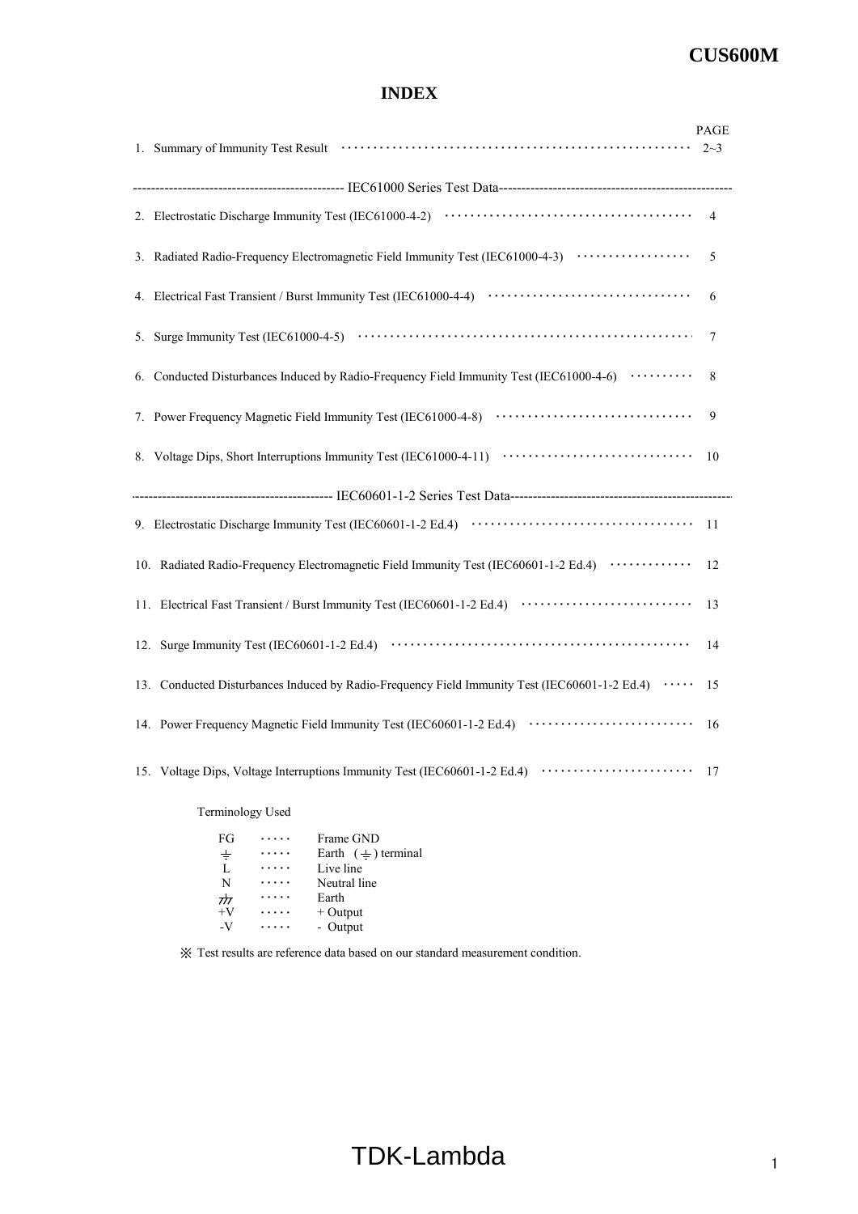# INDEX

| | PAGE |
|---|---|
| 1. Summary of Immunity Test Result | 2~3 |
| ------------------------ IEC61000 Series Test Data ------------------------ | |
| 2. Electrostatic Discharge Immunity Test (IEC61000-4-2) | 4 |
| 3. Radiated Radio-Frequency Electromagnetic Field Immunity Test (IEC61000-4-3) | 5 |
| 4. Electrical Fast Transient / Burst Immunity Test (IEC61000-4-4) | 6 |
| 5. Surge Immunity Test (IEC61000-4-5) | 7 |
| 6. Conducted Disturbances Induced by Radio-Frequency Field Immunity Test (IEC61000-4-6) | 8 |
| 7. Power Frequency Magnetic Field Immunity Test (IEC61000-4-8) | 9 |
| 8. Voltage Dips, Short Interruptions Immunity Test (IEC61000-4-11) | 10 |
| ------------------------ IEC60601-1-2 Series Test Data ------------------------ | |
| 9. Electrostatic Discharge Immunity Test (IEC60601-1-2 Ed.4) | 11 |
| 10. Radiated Radio-Frequency Electromagnetic Field Immunity Test (IEC60601-1-2 Ed.4) | 12 |
| 11. Electrical Fast Transient / Burst Immunity Test (IEC60601-1-2 Ed.4) | 13 |
| 12. Surge Immunity Test (IEC60601-1-2 Ed.4) | 14 |
| 13. Conducted Disturbances Induced by Radio-Frequency Field Immunity Test (IEC60601-1-2 Ed.4) | 15 |
| 14. Power Frequency Magnetic Field Immunity Test (IEC60601-1-2 Ed.4) | 16 |
| 15. Voltage Dips, Voltage Interruptions Immunity Test (IEC60601-1-2 Ed.4) | 17 |

Terminology Used

| | | |
|---|---|---|
| FG | ····· | Frame GND |
| ⏚ | ····· | Earth ( ⏚ ) terminal |
| L | ····· | Live line |
| N | ····· | Neutral line |
| ⏚ | ····· | Earth |
| +V | ····· | + Output |
| -V | ····· | - Output |

※ Test results are reference data based on our standard measurement condition.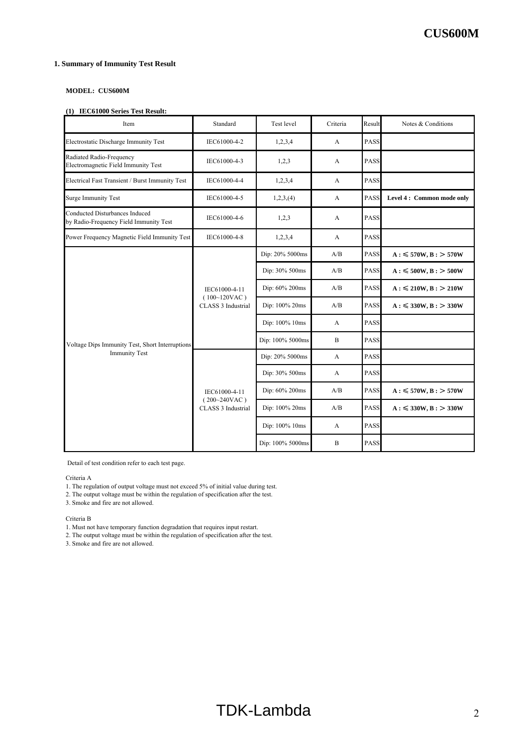## 1. Summary of Immunity Test Result

**MODEL: CUS600M**

**(1) IEC61000 Series Test Result:**

| Item | Standard | Test level | Criteria | Result | Notes & Conditions |
|---|---|---|---|---|---|
| Electrostatic Discharge Immunity Test | IEC61000-4-2 | 1,2,3,4 | A | PASS | |
| Radiated Radio-Frequency Electromagnetic Field Immunity Test | IEC61000-4-3 | 1,2,3 | A | PASS | |
| Electrical Fast Transient / Burst Immunity Test | IEC61000-4-4 | 1,2,3,4 | A | PASS | |
| Surge Immunity Test | IEC61000-4-5 | 1,2,3,(4) | A | PASS | **Level 4 : Common mode only** |
| Conducted Disturbances Induced by Radio-Frequency Field Immunity Test | IEC61000-4-6 | 1,2,3 | A | PASS | |
| Power Frequency Magnetic Field Immunity Test | IEC61000-4-8 | 1,2,3,4 | A | PASS | |
| Voltage Dips Immunity Test, Short Interruptions Immunity Test | IEC61000-4-11 ( 100~120VAC ) CLASS 3 Industrial | Dip: 20% 5000ms | A/B | PASS | **A : ≤ 570W, B : > 570W** |
| | | Dip: 30% 500ms | A/B | PASS | **A : ≤ 500W, B : > 500W** |
| | | Dip: 60% 200ms | A/B | PASS | **A : ≤ 210W, B : > 210W** |
| | | Dip: 100% 20ms | A/B | PASS | **A : ≤ 330W, B : > 330W** |
| | | Dip: 100% 10ms | A | PASS | |
| | | Dip: 100% 5000ms | B | PASS | |
| | IEC61000-4-11 ( 200~240VAC ) CLASS 3 Industrial | Dip: 20% 5000ms | A | PASS | |
| | | Dip: 30% 500ms | A | PASS | |
| | | Dip: 60% 200ms | A/B | PASS | **A : ≤ 570W, B : > 570W** |
| | | Dip: 100% 20ms | A/B | PASS | **A : ≤ 330W, B : > 330W** |
| | | Dip: 100% 10ms | A | PASS | |
| | | Dip: 100% 5000ms | B | PASS | |

Detail of test condition refer to each test page.

Criteria A

1. The regulation of output voltage must not exceed 5% of initial value during test.
2. The output voltage must be within the regulation of specification after the test.
3. Smoke and fire are not allowed.

Criteria B

1. Must not have temporary function degradation that requires input restart.
2. The output voltage must be within the regulation of specification after the test.
3. Smoke and fire are not allowed.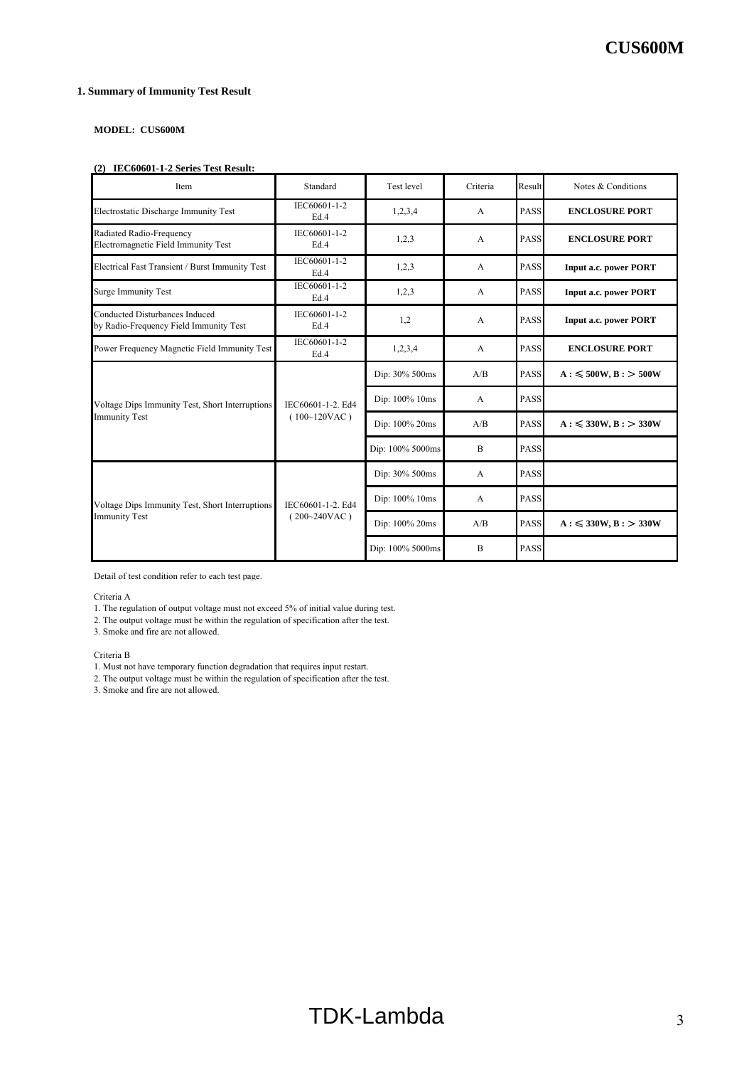### 1. Summary of Immunity Test Result

**MODEL: CUS600M**

**(2) IEC60601-1-2 Series Test Result:**

| Item | Standard | Test level | Criteria | Result | Notes & Conditions |
|---|---|---|---|---|---|
| Electrostatic Discharge Immunity Test | IEC60601-1-2 Ed.4 | 1,2,3,4 | A | PASS | **ENCLOSURE PORT** |
| Radiated Radio-Frequency Electromagnetic Field Immunity Test | IEC60601-1-2 Ed.4 | 1,2,3 | A | PASS | **ENCLOSURE PORT** |
| Electrical Fast Transient / Burst Immunity Test | IEC60601-1-2 Ed.4 | 1,2,3 | A | PASS | **Input a.c. power PORT** |
| Surge Immunity Test | IEC60601-1-2 Ed.4 | 1,2,3 | A | PASS | **Input a.c. power PORT** |
| Conducted Disturbances Induced by Radio-Frequency Field Immunity Test | IEC60601-1-2 Ed.4 | 1,2 | A | PASS | **Input a.c. power PORT** |
| Power Frequency Magnetic Field Immunity Test | IEC60601-1-2 Ed.4 | 1,2,3,4 | A | PASS | **ENCLOSURE PORT** |
| Voltage Dips Immunity Test, Short Interruptions Immunity Test | IEC60601-1-2. Ed4 ( 100~120VAC ) | Dip: 30% 500ms | A/B | PASS | **A : ≤ 500W, B : > 500W** |
| | | Dip: 100% 10ms | A | PASS | |
| | | Dip: 100% 20ms | A/B | PASS | **A : ≤ 330W, B : > 330W** |
| | | Dip: 100% 5000ms | B | PASS | |
| Voltage Dips Immunity Test, Short Interruptions Immunity Test | IEC60601-1-2. Ed4 ( 200~240VAC ) | Dip: 30% 500ms | A | PASS | |
| | | Dip: 100% 10ms | A | PASS | |
| | | Dip: 100% 20ms | A/B | PASS | **A : ≤ 330W, B : > 330W** |
| | | Dip: 100% 5000ms | B | PASS | |

Detail of test condition refer to each test page.

Criteria A
1. The regulation of output voltage must not exceed 5% of initial value during test.
2. The output voltage must be within the regulation of specification after the test.
3. Smoke and fire are not allowed.

Criteria B
1. Must not have temporary function degradation that requires input restart.
2. The output voltage must be within the regulation of specification after the test.
3. Smoke and fire are not allowed.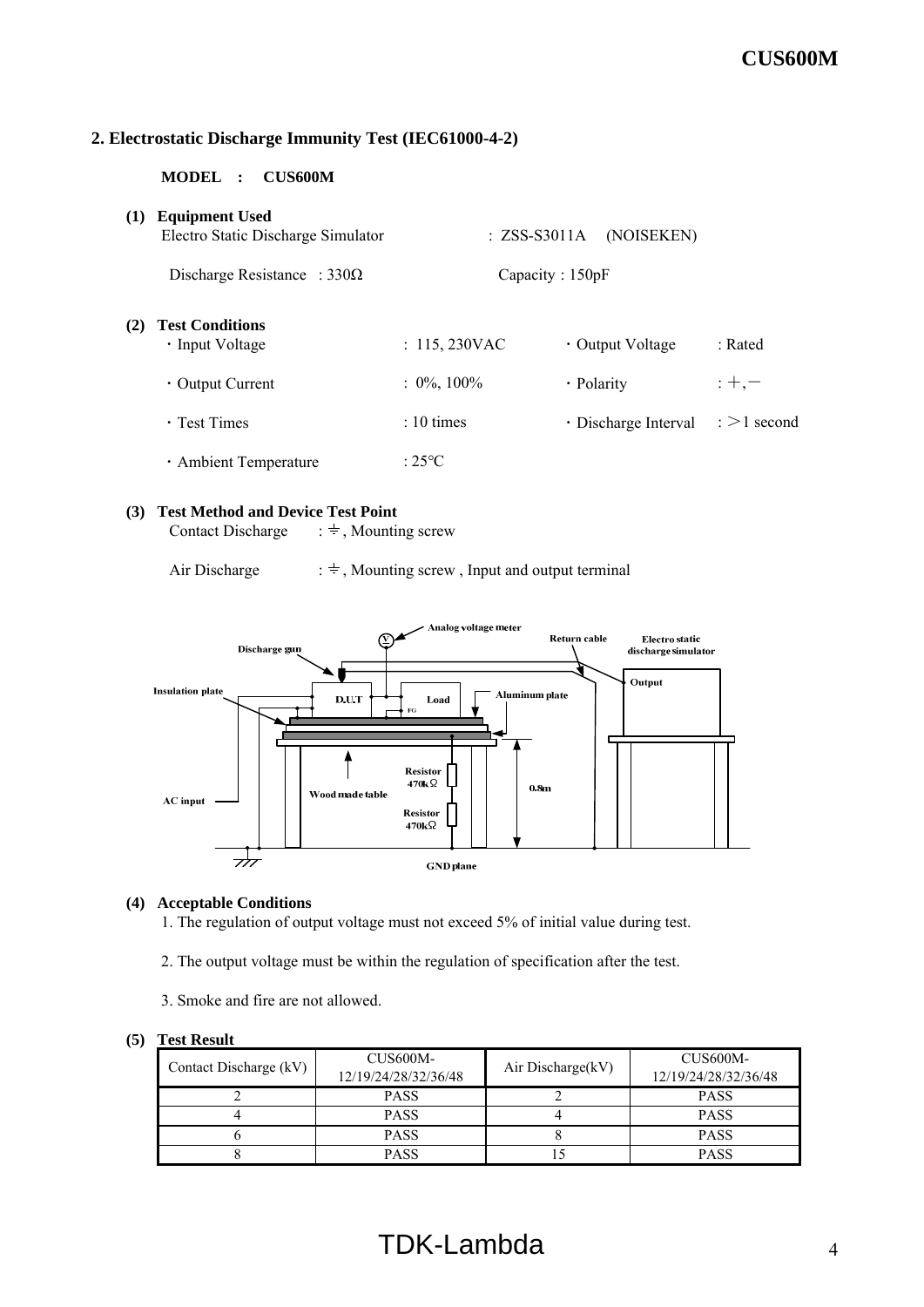## 2. Electrostatic Discharge Immunity Test (IEC61000-4-2)

**MODEL : CUS600M**

**(1) Equipment Used**

Electro Static Discharge Simulator : ZSS-S3011A (NOISEKEN)

Discharge Resistance : 330Ω Capacity : 150pF

**(2) Test Conditions**

- Input Voltage : 115, 230VAC
- Output Voltage : Rated
- Output Current : 0%, 100%
- Polarity : +, −
- Test Times : 10 times
- Discharge Interval : >1 second
- Ambient Temperature : 25°C

**(3) Test Method and Device Test Point**

Contact Discharge : ⏚, Mounting screw

Air Discharge : ⏚, Mounting screw , Input and output terminal

**(4) Acceptable Conditions**

1. The regulation of output voltage must not exceed 5% of initial value during test.
2. The output voltage must be within the regulation of specification after the test.
3. Smoke and fire are not allowed.

**(5) Test Result**

| Contact Discharge (kV) | CUS600M-12/19/24/28/32/36/48 | Air Discharge(kV) | CUS600M-12/19/24/28/32/36/48 |
|---|---|---|---|
| 2 | PASS | 2 | PASS |
| 4 | PASS | 4 | PASS |
| 6 | PASS | 8 | PASS |
| 8 | PASS | 15 | PASS |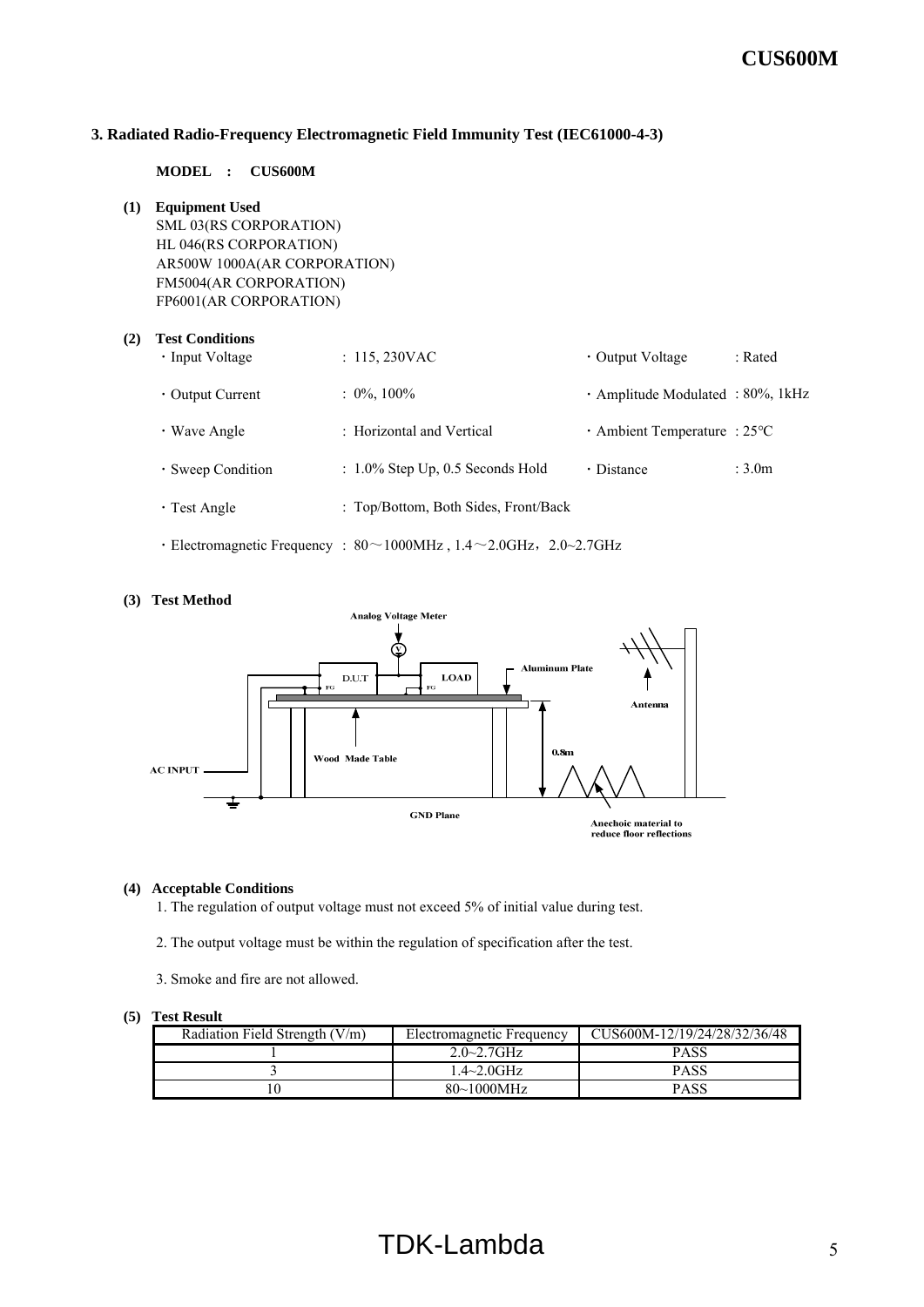### 3. Radiated Radio-Frequency Electromagnetic Field Immunity Test (IEC61000-4-3)

**MODEL : CUS600M**

**(1) Equipment Used**

SML 03(RS CORPORATION)
HL 046(RS CORPORATION)
AR500W 1000A(AR CORPORATION)
FM5004(AR CORPORATION)
FP6001(AR CORPORATION)

**(2) Test Conditions**

- Input Voltage : 115, 230VAC
- Output Voltage : Rated
- Output Current : 0%, 100%
- Amplitude Modulated : 80%, 1kHz
- Wave Angle : Horizontal and Vertical
- Ambient Temperature : 25°C
- Sweep Condition : 1.0% Step Up, 0.5 Seconds Hold
- Distance : 3.0m
- Test Angle : Top/Bottom, Both Sides, Front/Back
- Electromagnetic Frequency : 80～1000MHz , 1.4～2.0GHz，2.0~2.7GHz

**(3) Test Method**

Analog Voltage Meter, D.U.T, LOAD, FG, Aluminum Plate, Antenna, Wood Made Table, 0.8m, AC INPUT, GND Plane, Anechoic material to reduce floor reflections

**(4) Acceptable Conditions**

1. The regulation of output voltage must not exceed 5% of initial value during test.
2. The output voltage must be within the regulation of specification after the test.
3. Smoke and fire are not allowed.

**(5) Test Result**

| Radiation Field Strength (V/m) | Electromagnetic Frequency | CUS600M-12/19/24/28/32/36/48 |
|---|---|---|
| 1 | 2.0~2.7GHz | PASS |
| 3 | 1.4~2.0GHz | PASS |
| 10 | 80~1000MHz | PASS |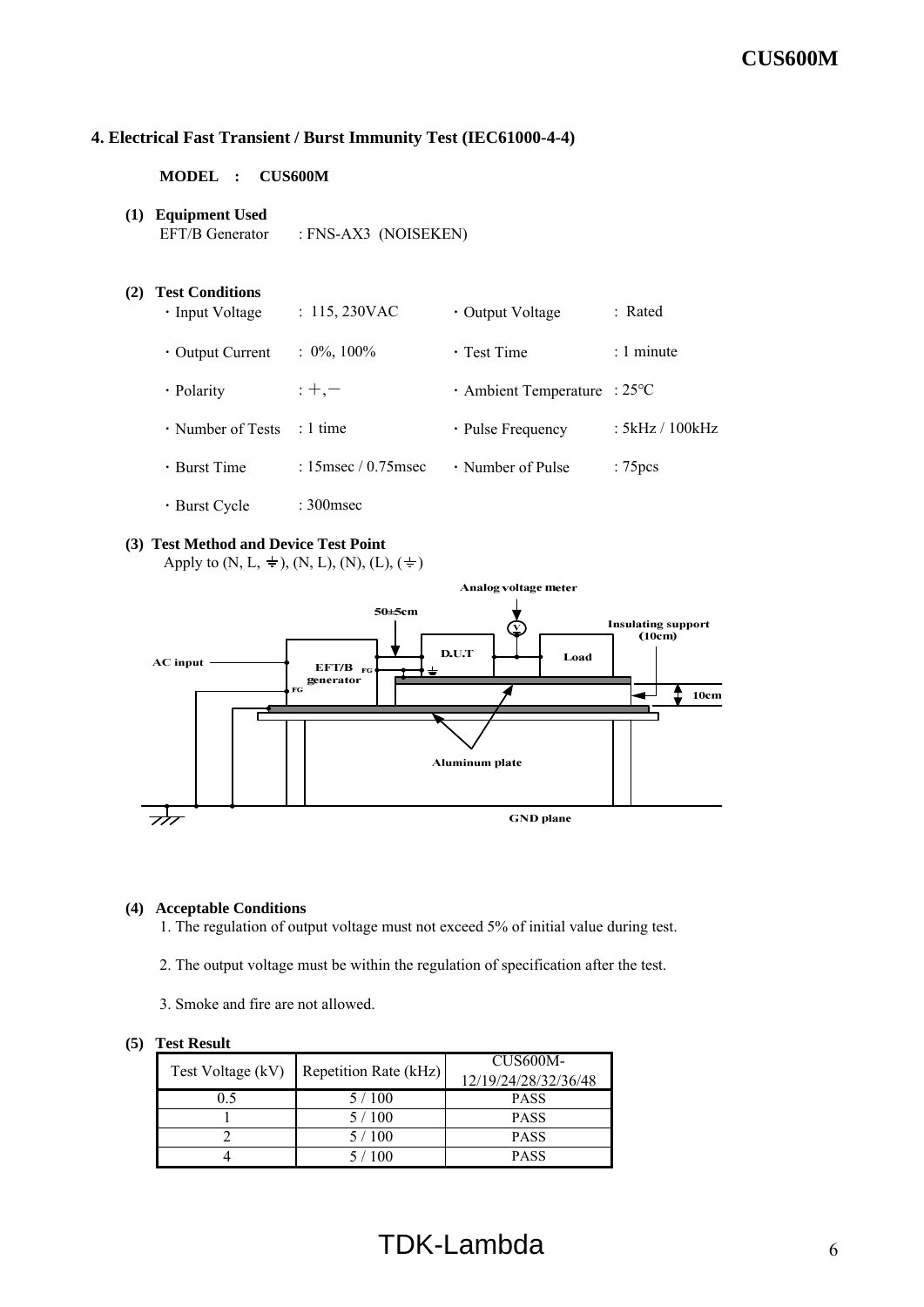## 4. Electrical Fast Transient / Burst Immunity Test (IEC61000-4-4)

**MODEL : CUS600M**

**(1) Equipment Used**

EFT/B Generator : FNS-AX3 (NOISEKEN)

**(2) Test Conditions**

- Input Voltage : 115, 230VAC
- Output Voltage : Rated
- Output Current : 0%, 100%
- Test Time : 1 minute
- Polarity : +, −
- Ambient Temperature : 25℃
- Number of Tests : 1 time
- Pulse Frequency : 5kHz / 100kHz
- Burst Time : 15msec / 0.75msec
- Number of Pulse : 75pcs
- Burst Cycle : 300msec

**(3) Test Method and Device Test Point**

Apply to (N, L, ⏚), (N, L), (N), (L), (⏚)

Analog voltage meter
50±5cm
Insulating support (10cm)
AC input
EFT/B generator
FG
D.U.T
Load
10cm
Aluminum plate
GND plane

**(4) Acceptable Conditions**

1. The regulation of output voltage must not exceed 5% of initial value during test.
2. The output voltage must be within the regulation of specification after the test.
3. Smoke and fire are not allowed.

**(5) Test Result**

| Test Voltage (kV) | Repetition Rate (kHz) | CUS600M-12/19/24/28/32/36/48 |
|---|---|---|
| 0.5 | 5 / 100 | PASS |
| 1 | 5 / 100 | PASS |
| 2 | 5 / 100 | PASS |
| 4 | 5 / 100 | PASS |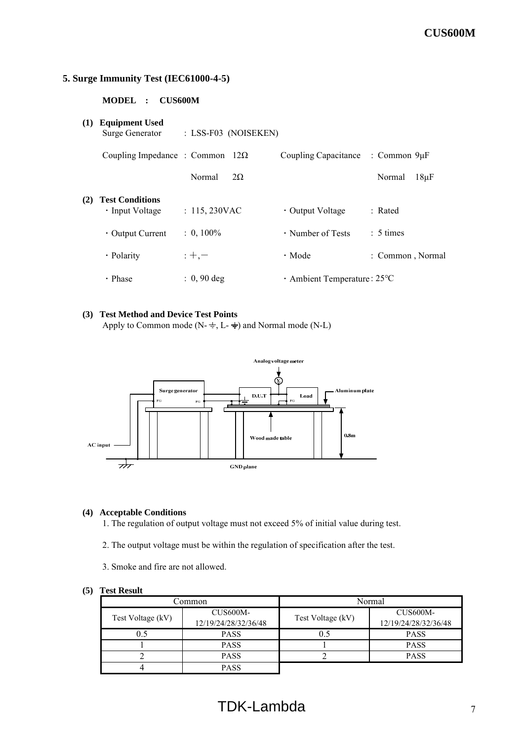## 5. Surge Immunity Test (IEC61000-4-5)

**MODEL : CUS600M**

**(1) Equipment Used**

Surge Generator : LSS-F03 (NOISEKEN)

Coupling Impedance : Common 12Ω &nbsp;&nbsp;&nbsp; Coupling Capacitance : Common 9μF

Normal 2Ω &nbsp;&nbsp;&nbsp; Normal 18μF

**(2) Test Conditions**

- Input Voltage : 115, 230VAC
- Output Voltage : Rated
- Output Current : 0, 100%
- Number of Tests : 5 times
- Polarity : +, −
- Mode : Common , Normal
- Phase : 0, 90 deg
- Ambient Temperature : 25°C

**(3) Test Method and Device Test Points**

Apply to Common mode (N- ⏚, L- ⏚) and Normal mode (N-L)

Analog voltage meter

Surge generator FG FG &nbsp; D.U.T &nbsp; Load FG &nbsp; Aluminum plate

AC input &nbsp; Wood made table &nbsp; 0.8m

GND plane

**(4) Acceptable Conditions**

1. The regulation of output voltage must not exceed 5% of initial value during test.
2. The output voltage must be within the regulation of specification after the test.
3. Smoke and fire are not allowed.

**(5) Test Result**

| Common | | Normal | |
|---|---|---|---|
| Test Voltage (kV) | CUS600M-12/19/24/28/32/36/48 | Test Voltage (kV) | CUS600M-12/19/24/28/32/36/48 |
| 0.5 | PASS | 0.5 | PASS |
| 1 | PASS | 1 | PASS |
| 2 | PASS | 2 | PASS |
| 4 | PASS | | |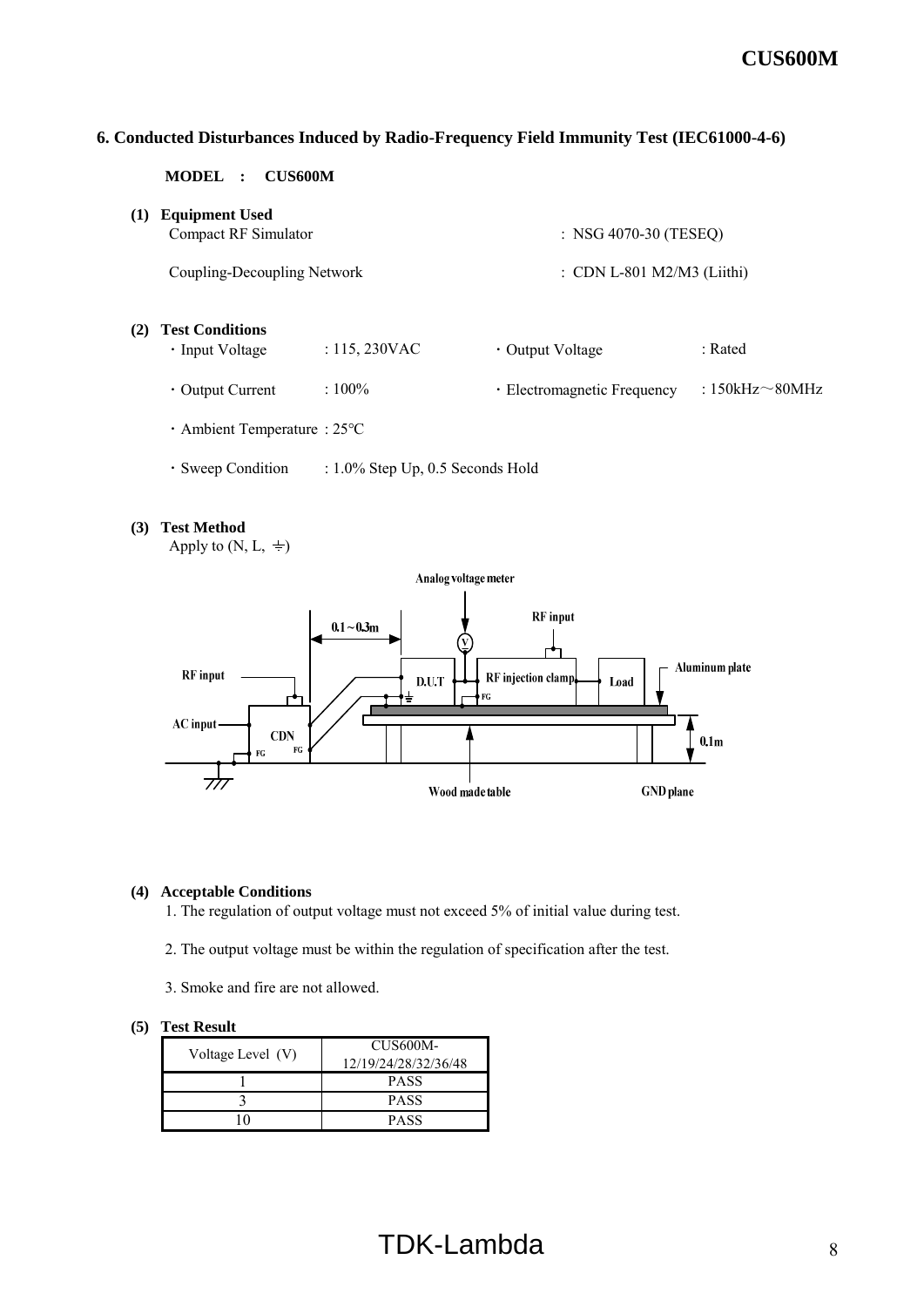## 6. Conducted Disturbances Induced by Radio-Frequency Field Immunity Test (IEC61000-4-6)

**MODEL : CUS600M**

**(1) Equipment Used**

Compact RF Simulator : NSG 4070-30 (TESEQ)

Coupling-Decoupling Network : CDN L-801 M2/M3 (Liithi)

**(2) Test Conditions**

- Input Voltage : 115, 230VAC
- Output Voltage : Rated
- Output Current : 100%
- Electromagnetic Frequency : 150kHz～80MHz
- Ambient Temperature : 25°C
- Sweep Condition : 1.0% Step Up, 0.5 Seconds Hold

**(3) Test Method**

Apply to (N, L, ⏚)

Analog voltage meter

RF input

0.1～0.3m

RF input

D.U.T

RF injection clamp

Load

Aluminum plate

AC input

CDN

FG

0.1m

Wood made table

GND plane

**(4) Acceptable Conditions**

1. The regulation of output voltage must not exceed 5% of initial value during test.
2. The output voltage must be within the regulation of specification after the test.
3. Smoke and fire are not allowed.

**(5) Test Result**

| Voltage Level (V) | CUS600M-12/19/24/28/32/36/48 |
|---|---|
| 1 | PASS |
| 3 | PASS |
| 10 | PASS |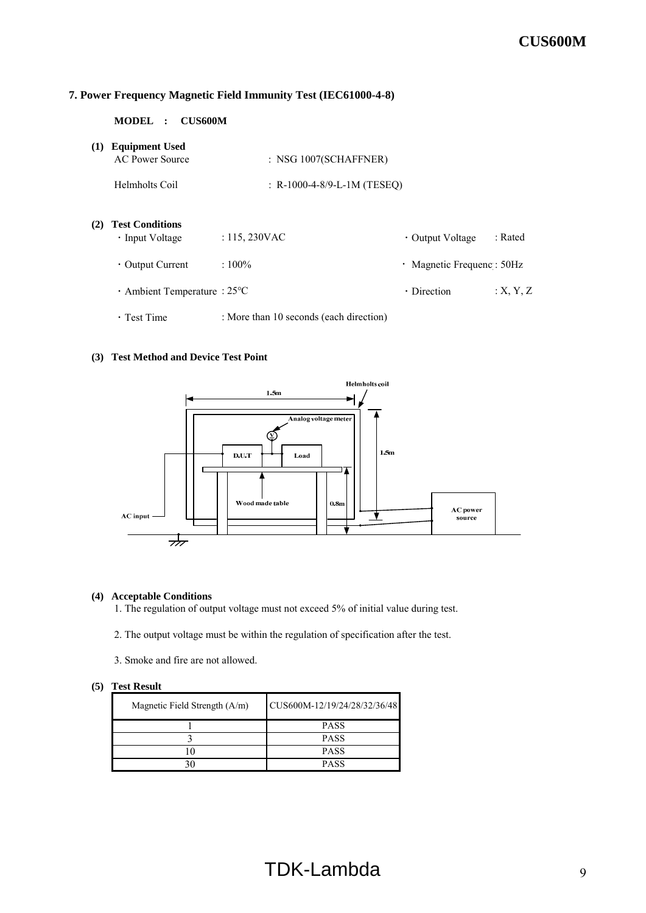## 7. Power Frequency Magnetic Field Immunity Test (IEC61000-4-8)

**MODEL : CUS600M**

**(1) Equipment Used**

AC Power Source : NSG 1007(SCHAFFNER)

Helmholts Coil : R-1000-4-8/9-L-1M (TESEQ)

**(2) Test Conditions**

- Input Voltage : 115, 230VAC
- Output Voltage : Rated
- Output Current : 100%
- Magnetic Frequency : 50Hz
- Ambient Temperature : 25°C
- Direction : X, Y, Z
- Test Time : More than 10 seconds (each direction)

**(3) Test Method and Device Test Point**

Helmholts coil

1.5m

Analog voltage meter

V

D.U.T

Load

1.5m

Wood made table

0.8m

AC input

AC power source

**(4) Acceptable Conditions**

1. The regulation of output voltage must not exceed 5% of initial value during test.
2. The output voltage must be within the regulation of specification after the test.
3. Smoke and fire are not allowed.

**(5) Test Result**

| Magnetic Field Strength (A/m) | CUS600M-12/19/24/28/32/36/48 |
|---|---|
| 1 | PASS |
| 3 | PASS |
| 10 | PASS |
| 30 | PASS |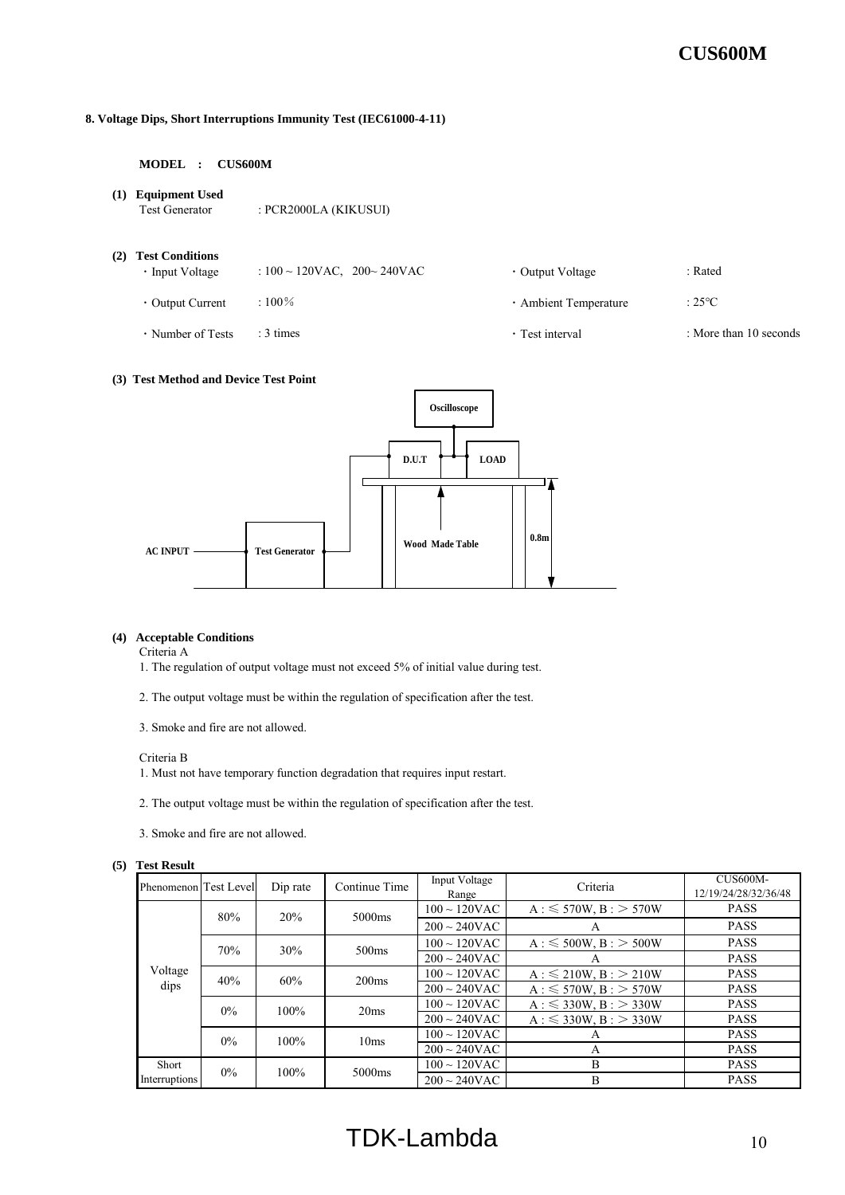## 8. Voltage Dips, Short Interruptions Immunity Test (IEC61000-4-11)

**MODEL : CUS600M**

**(1) Equipment Used**

Test Generator : PCR2000LA (KIKUSUI)

**(2) Test Conditions**

- Input Voltage : 100 ~ 120VAC, 200~ 240VAC
- Output Current : 100%
- Number of Tests : 3 times
- Output Voltage : Rated
- Ambient Temperature : 25°C
- Test interval : More than 10 seconds

**(3) Test Method and Device Test Point**

AC INPUT — Test Generator — D.U.T — LOAD; Oscilloscope; Wood Made Table; 0.8m

**(4) Acceptable Conditions**

Criteria A

1. The regulation of output voltage must not exceed 5% of initial value during test.
2. The output voltage must be within the regulation of specification after the test.
3. Smoke and fire are not allowed.

Criteria B

1. Must not have temporary function degradation that requires input restart.
2. The output voltage must be within the regulation of specification after the test.
3. Smoke and fire are not allowed.

**(5) Test Result**

| Phenomenon | Test Level | Dip rate | Continue Time | Input Voltage Range | Criteria | CUS600M-12/19/24/28/32/36/48 |
|---|---|---|---|---|---|---|
| Voltage dips | 80% | 20% | 5000ms | 100 ~ 120VAC | A : ≤ 570W, B : > 570W | PASS |
| | | | | 200 ~ 240VAC | A | PASS |
| | 70% | 30% | 500ms | 100 ~ 120VAC | A : ≤ 500W, B : > 500W | PASS |
| | | | | 200 ~ 240VAC | A | PASS |
| | 40% | 60% | 200ms | 100 ~ 120VAC | A : ≤ 210W, B : > 210W | PASS |
| | | | | 200 ~ 240VAC | A : ≤ 570W, B : > 570W | PASS |
| | 0% | 100% | 20ms | 100 ~ 120VAC | A : ≤ 330W, B : > 330W | PASS |
| | | | | 200 ~ 240VAC | A : ≤ 330W, B : > 330W | PASS |
| | 0% | 100% | 10ms | 100 ~ 120VAC | A | PASS |
| | | | | 200 ~ 240VAC | A | PASS |
| Short Interruptions | 0% | 100% | 5000ms | 100 ~ 120VAC | B | PASS |
| | | | | 200 ~ 240VAC | B | PASS |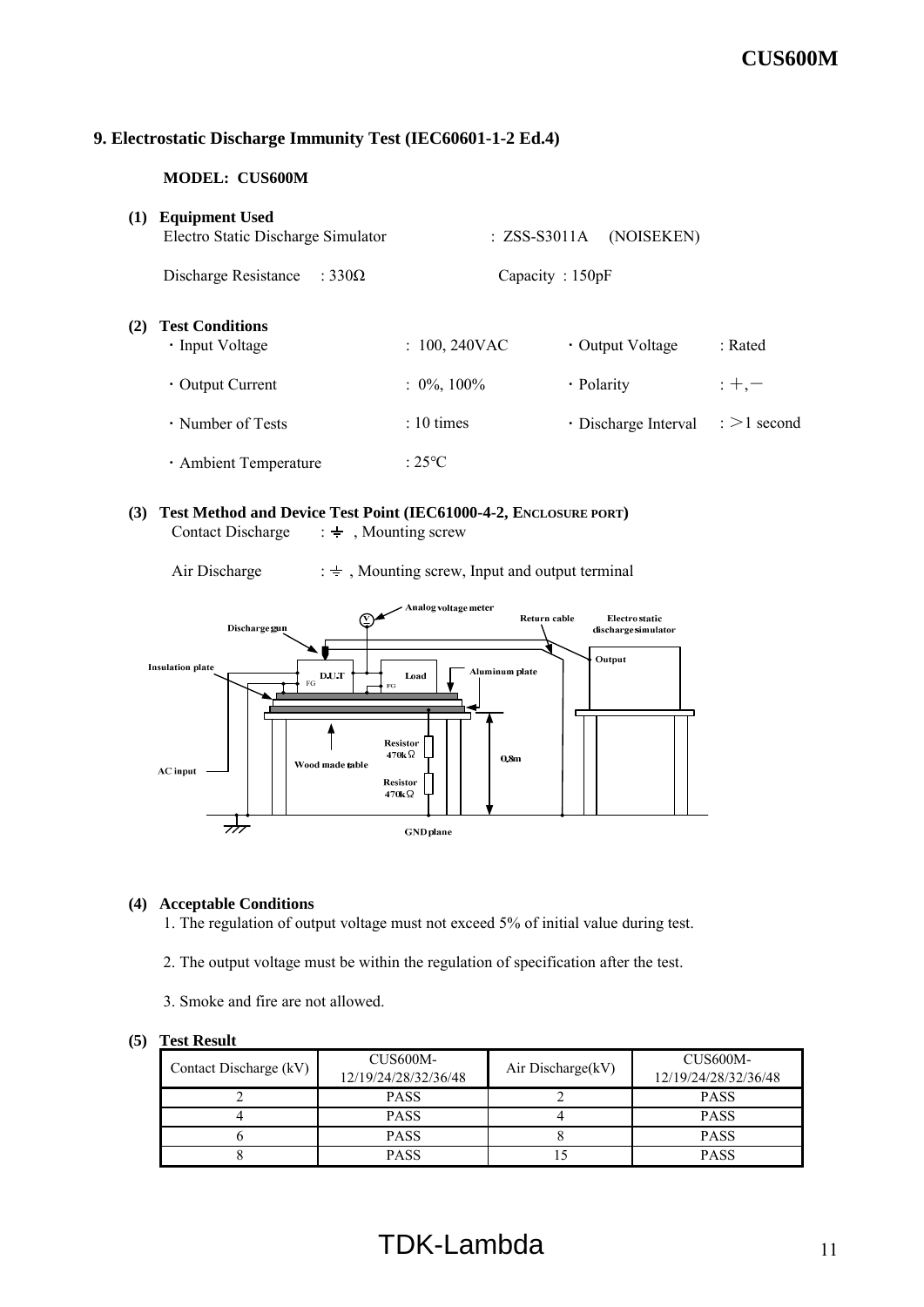## 9. Electrostatic Discharge Immunity Test (IEC60601-1-2 Ed.4)

**MODEL: CUS600M**

**(1) Equipment Used**

Electro Static Discharge Simulator : ZSS-S3011A (NOISEKEN)

Discharge Resistance : 330Ω Capacity : 150pF

**(2) Test Conditions**

- Input Voltage : 100, 240VAC
- Output Voltage : Rated
- Output Current : 0%, 100%
- Polarity : +, −
- Number of Tests : 10 times
- Discharge Interval : >1 second
- Ambient Temperature : 25°C

**(3) Test Method and Device Test Point (IEC61000-4-2, ENCLOSURE PORT)**

Contact Discharge : ⏚ , Mounting screw

Air Discharge : ⏚ , Mounting screw, Input and output terminal

Discharge gun, Analog voltage meter, Return cable, Electro static discharge simulator, Output, Insulation plate, D.U.T, FG, Load, FG, Aluminum plate, Resistor 470kΩ, Resistor 470kΩ, 0.8m, Wood made table, AC input, GND plane

**(4) Acceptable Conditions**

1. The regulation of output voltage must not exceed 5% of initial value during test.
2. The output voltage must be within the regulation of specification after the test.
3. Smoke and fire are not allowed.

**(5) Test Result**

| Contact Discharge (kV) | CUS600M-12/19/24/28/32/36/48 | Air Discharge(kV) | CUS600M-12/19/24/28/32/36/48 |
|---|---|---|---|
| 2 | PASS | 2 | PASS |
| 4 | PASS | 4 | PASS |
| 6 | PASS | 8 | PASS |
| 8 | PASS | 15 | PASS |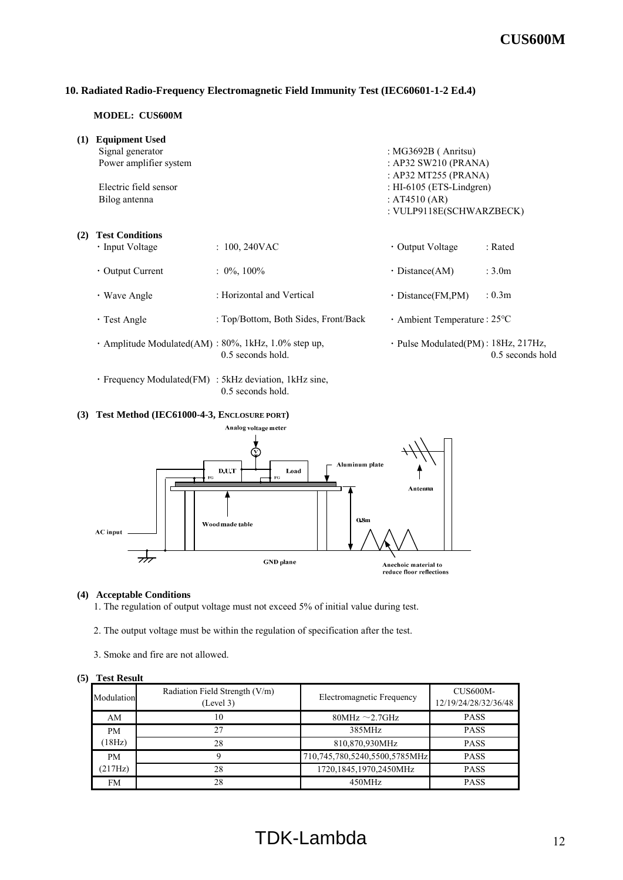## 10. Radiated Radio-Frequency Electromagnetic Field Immunity Test (IEC60601-1-2 Ed.4)

**MODEL: CUS600M**

**(1) Equipment Used**

| | |
|---|---|
| Signal generator | : MG3692B ( Anritsu) |
| Power amplifier system | : AP32 SW210 (PRANA) |
| | : AP32 MT255 (PRANA) |
| Electric field sensor | : HI-6105 (ETS-Lindgren) |
| Bilog antenna | : AT4510 (AR) |
| | : VULP9118E(SCHWARZBECK) |

**(2) Test Conditions**

- Input Voltage : 100, 240VAC
- Output Voltage : Rated
- Output Current : 0%, 100%
- Distance(AM) : 3.0m
- Wave Angle : Horizontal and Vertical
- Distance(FM,PM) : 0.3m
- Test Angle : Top/Bottom, Both Sides, Front/Back
- Ambient Temperature : 25°C
- Amplitude Modulated(AM) : 80%, 1kHz, 1.0% step up, 0.5 seconds hold.
- Pulse Modulated(PM) : 18Hz, 217Hz, 0.5 seconds hold
- Frequency Modulated(FM) : 5kHz deviation, 1kHz sine, 0.5 seconds hold.

**(3) Test Method (IEC61000-4-3, ENCLOSURE PORT)**

Analog voltage meter, D.U.T, FG, Load, FG, Aluminum plate, Antenna, Wood made table, 0.8m, AC input, GND plane, Anechoic material to reduce floor reflections

**(4) Acceptable Conditions**

1. The regulation of output voltage must not exceed 5% of initial value during test.
2. The output voltage must be within the regulation of specification after the test.
3. Smoke and fire are not allowed.

**(5) Test Result**

| Modulation | Radiation Field Strength (V/m) (Level 3) | Electromagnetic Frequency | CUS600M-12/19/24/28/32/36/48 |
|---|---|---|---|
| AM | 10 | 80MHz ～2.7GHz | PASS |
| PM (18Hz) | 27 | 385MHz | PASS |
| | 28 | 810,870,930MHz | PASS |
| PM (217Hz) | 9 | 710,745,780,5240,5500,5785MHz | PASS |
| | 28 | 1720,1845,1970,2450MHz | PASS |
| FM | 28 | 450MHz | PASS |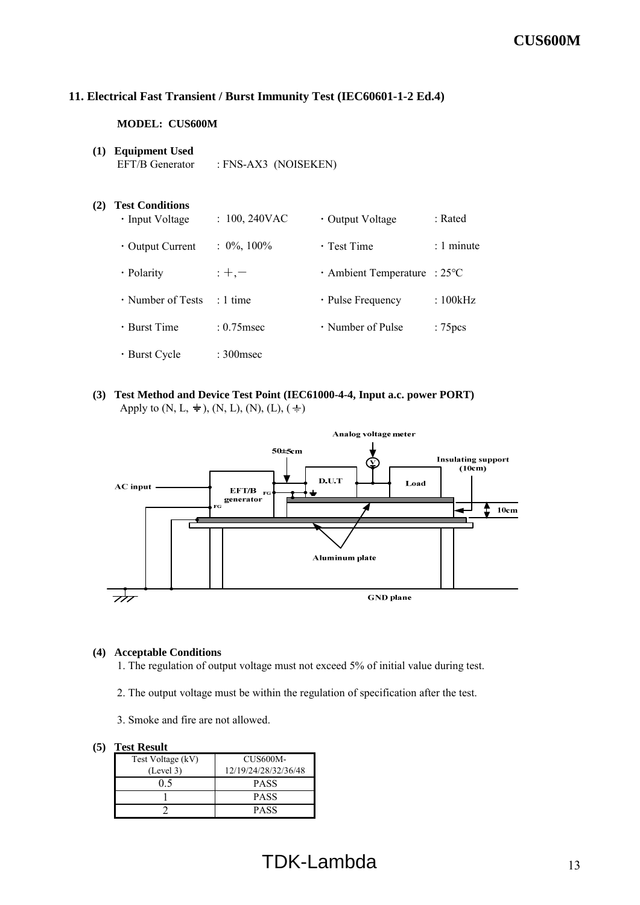## 11. Electrical Fast Transient / Burst Immunity Test (IEC60601-1-2 Ed.4)

**MODEL: CUS600M**

**(1) Equipment Used**

EFT/B Generator : FNS-AX3 (NOISEKEN)

**(2) Test Conditions**

- ・Input Voltage : 100, 240VAC
- ・Output Voltage : Rated
- ・Output Current : 0%, 100%
- ・Test Time : 1 minute
- ・Polarity : ＋,－
- ・Ambient Temperature : 25℃
- ・Number of Tests : 1 time
- ・Pulse Frequency : 100kHz
- ・Burst Time : 0.75msec
- ・Number of Pulse : 75pcs
- ・Burst Cycle : 300msec

**(3) Test Method and Device Test Point (IEC61000-4-4, Input a.c. power PORT)**

Apply to (N, L, ⏚), (N, L), (N), (L), (⏚)

Analog voltage meter
50±5cm
Insulating support (10cm)
AC input
EFT/B generator
FG
D.U.T
Load
10cm
Aluminum plate
GND plane

**(4) Acceptable Conditions**

1. The regulation of output voltage must not exceed 5% of initial value during test.
2. The output voltage must be within the regulation of specification after the test.
3. Smoke and fire are not allowed.

**(5) Test Result**

| Test Voltage (kV) (Level 3) | CUS600M-12/19/24/28/32/36/48 |
|---|---|
| 0.5 | PASS |
| 1 | PASS |
| 2 | PASS |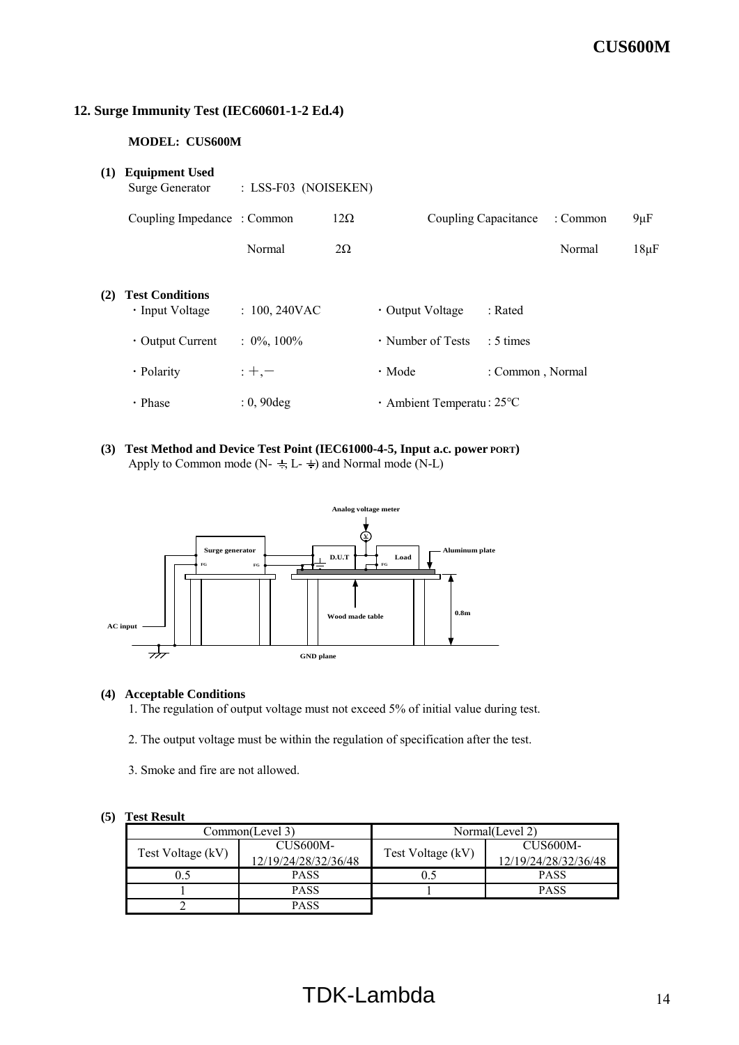## 12. Surge Immunity Test (IEC60601-1-2 Ed.4)

**MODEL: CUS600M**

**(1) Equipment Used**

Surge Generator : LSS-F03 (NOISEKEN)

Coupling Impedance : Common 12Ω  Coupling Capacitance : Common 9μF

Normal 2Ω  Normal 18μF

**(2) Test Conditions**

- Input Voltage : 100, 240VAC
- Output Voltage : Rated
- Output Current : 0%, 100%
- Number of Tests : 5 times
- Polarity : ＋,－
- Mode : Common , Normal
- Phase : 0, 90deg
- Ambient Temperatu : 25°C

**(3) Test Method and Device Test Point (IEC61000-4-5, Input a.c. power PORT)**

Apply to Common mode (N- ⏚, L- ⏚) and Normal mode (N-L)

Analog voltage meter

Surge generator FG FG  D.U.T  Load FG  Aluminum plate

Wood made table  0.8m

AC input  GND plane

**(4) Acceptable Conditions**

1. The regulation of output voltage must not exceed 5% of initial value during test.
2. The output voltage must be within the regulation of specification after the test.
3. Smoke and fire are not allowed.

**(5) Test Result**

| Common(Level 3) | | Normal(Level 2) | |
|---|---|---|---|
| Test Voltage (kV) | CUS600M-12/19/24/28/32/36/48 | Test Voltage (kV) | CUS600M-12/19/24/28/32/36/48 |
| 0.5 | PASS | 0.5 | PASS |
| 1 | PASS | 1 | PASS |
| 2 | PASS | | |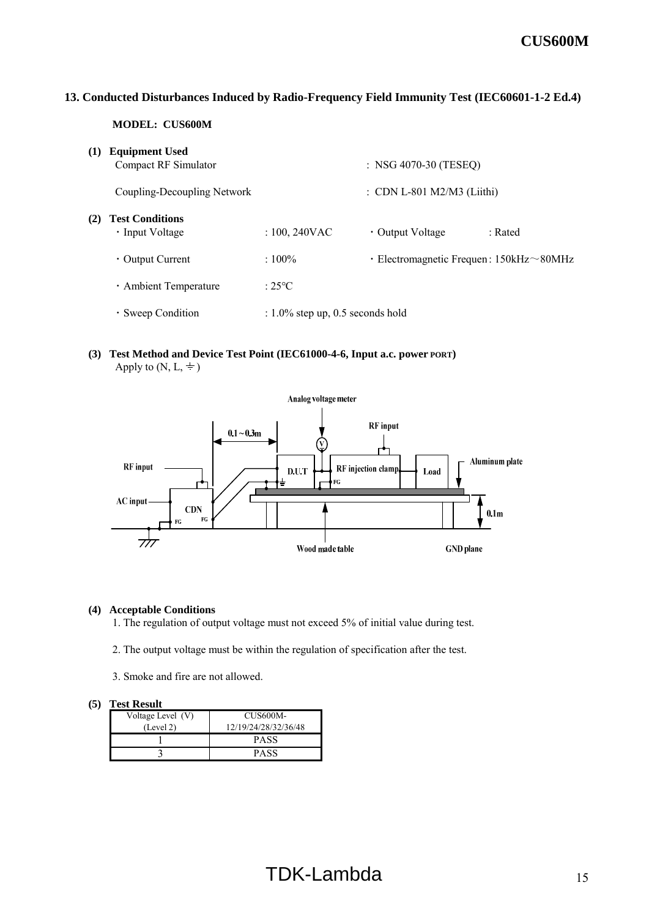## 13. Conducted Disturbances Induced by Radio-Frequency Field Immunity Test (IEC60601-1-2 Ed.4)

**MODEL: CUS600M**

**(1) Equipment Used**

Compact RF Simulator : NSG 4070-30 (TESEQ)

Coupling-Decoupling Network : CDN L-801 M2/M3 (Liithi)

**(2) Test Conditions**

- Input Voltage : 100, 240VAC
- Output Voltage : Rated
- Output Current : 100%
- Electromagnetic Frequen : 150kHz～80MHz
- Ambient Temperature : 25°C
- Sweep Condition : 1.0% step up, 0.5 seconds hold

**(3) Test Method and Device Test Point (IEC61000-4-6, Input a.c. power PORT)**

Apply to (N, L, ⏚)

Analog voltage meter

RF input

0.1～0.3m

RF input

D.U.T

RF injection clamp

Load

Aluminum plate

AC input

CDN

FG

0.1m

Wood made table

GND plane

**(4) Acceptable Conditions**

1. The regulation of output voltage must not exceed 5% of initial value during test.
2. The output voltage must be within the regulation of specification after the test.
3. Smoke and fire are not allowed.

**(5) Test Result**

| Voltage Level (V) (Level 2) | CUS600M- 12/19/24/28/32/36/48 |
|---|---|
| 1 | PASS |
| 3 | PASS |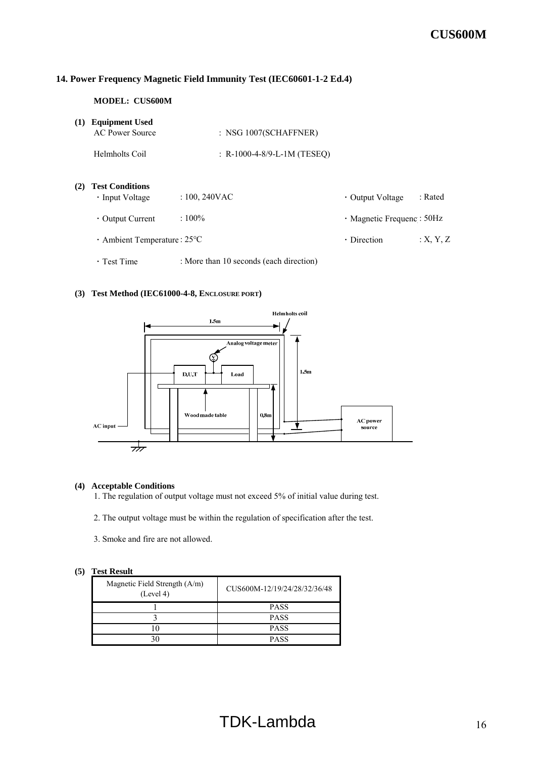## 14. Power Frequency Magnetic Field Immunity Test (IEC60601-1-2 Ed.4)

**MODEL: CUS600M**

**(1) Equipment Used**

AC Power Source : NSG 1007(SCHAFFNER)

Helmholts Coil : R-1000-4-8/9-L-1M (TESEQ)

**(2) Test Conditions**

- Input Voltage : 100, 240VAC
- Output Voltage : Rated
- Output Current : 100%
- Magnetic Frequenc : 50Hz
- Ambient Temperature : 25°C
- Direction : X, Y, Z
- Test Time : More than 10 seconds (each direction)

**(3) Test Method (IEC61000-4-8, ENCLOSURE PORT)**

Helmholts coil

1.5m

Analog voltage meter

V

D.U.T

Load

1.5m

Wood made table

0.8m

AC input

AC power source

**(4) Acceptable Conditions**

1. The regulation of output voltage must not exceed 5% of initial value during test.
2. The output voltage must be within the regulation of specification after the test.
3. Smoke and fire are not allowed.

**(5) Test Result**

| Magnetic Field Strength (A/m) (Level 4) | CUS600M-12/19/24/28/32/36/48 |
|---|---|
| 1 | PASS |
| 3 | PASS |
| 10 | PASS |
| 30 | PASS |

TDK-Lambda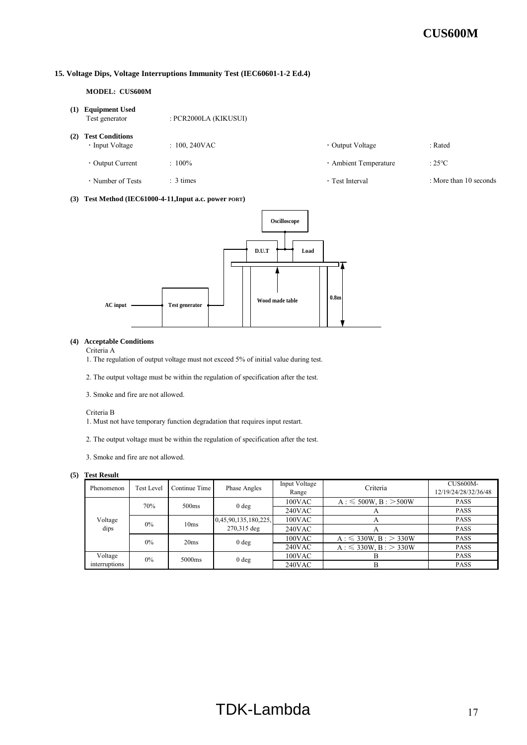## 15. Voltage Dips, Voltage Interruptions Immunity Test (IEC60601-1-2 Ed.4)

**MODEL: CUS600M**

**(1) Equipment Used**

Test generator : PCR2000LA (KIKUSUI)

**(2) Test Conditions**

- Input Voltage : 100, 240VAC
- Output Voltage : Rated
- Output Current : 100%
- Ambient Temperature : 25℃
- Number of Tests : 3 times
- Test Interval : More than 10 seconds

**(3) Test Method (IEC61000-4-11,Input a.c. power PORT)**

Oscilloscope

D.U.T

Load

AC input

Test generator

Wood made table

0.8m

**(4) Acceptable Conditions**

Criteria A

1. The regulation of output voltage must not exceed 5% of initial value during test.
2. The output voltage must be within the regulation of specification after the test.
3. Smoke and fire are not allowed.

Criteria B

1. Must not have temporary function degradation that requires input restart.
2. The output voltage must be within the regulation of specification after the test.
3. Smoke and fire are not allowed.

**(5) Test Result**

| Phenomenon | Test Level | Continue Time | Phase Angles | Input Voltage Range | Criteria | CUS600M-12/19/24/28/32/36/48 |
|---|---|---|---|---|---|---|
| Voltage dips | 70% | 500ms | 0 deg | 100VAC | A : ≤ 500W, B : >500W | PASS |
| | | | | 240VAC | A | PASS |
| | 0% | 10ms | 0,45,90,135,180,225, 270,315 deg | 100VAC | A | PASS |
| | | | | 240VAC | A | PASS |
| | 0% | 20ms | 0 deg | 100VAC | A : ≤ 330W, B : > 330W | PASS |
| | | | | 240VAC | A : ≤ 330W, B : > 330W | PASS |
| Voltage interruptions | 0% | 5000ms | 0 deg | 100VAC | B | PASS |
| | | | | 240VAC | B | PASS |